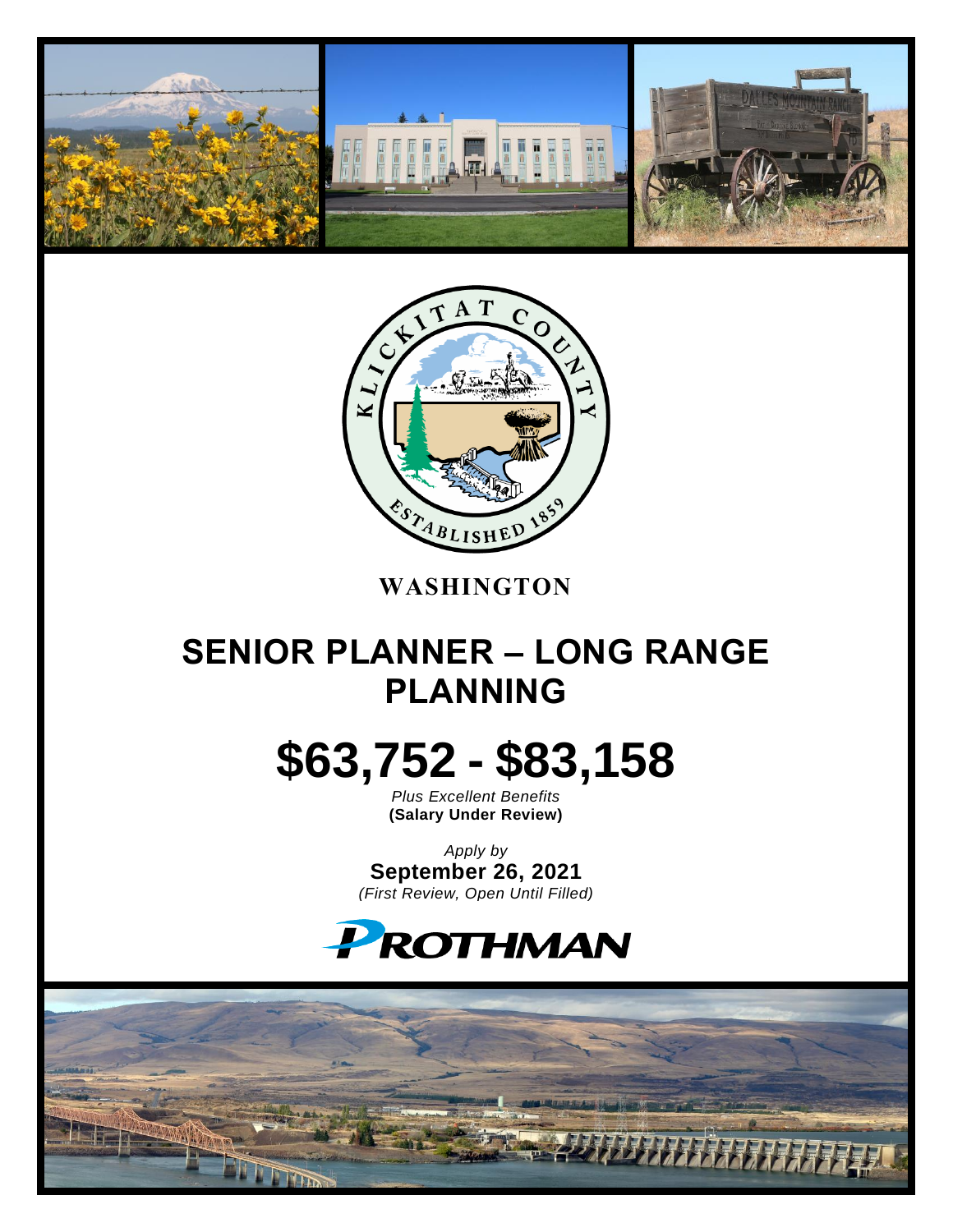# WASHINGTON

# SENIOR PLANNER – LONG RANGE PLANNING

# $63,752 - $83,158

*Plus Excellent Benefits*
**(Salary Under Review)**

*Apply by*
**September 26, 2021**
*(First Review, Open Until Filled)*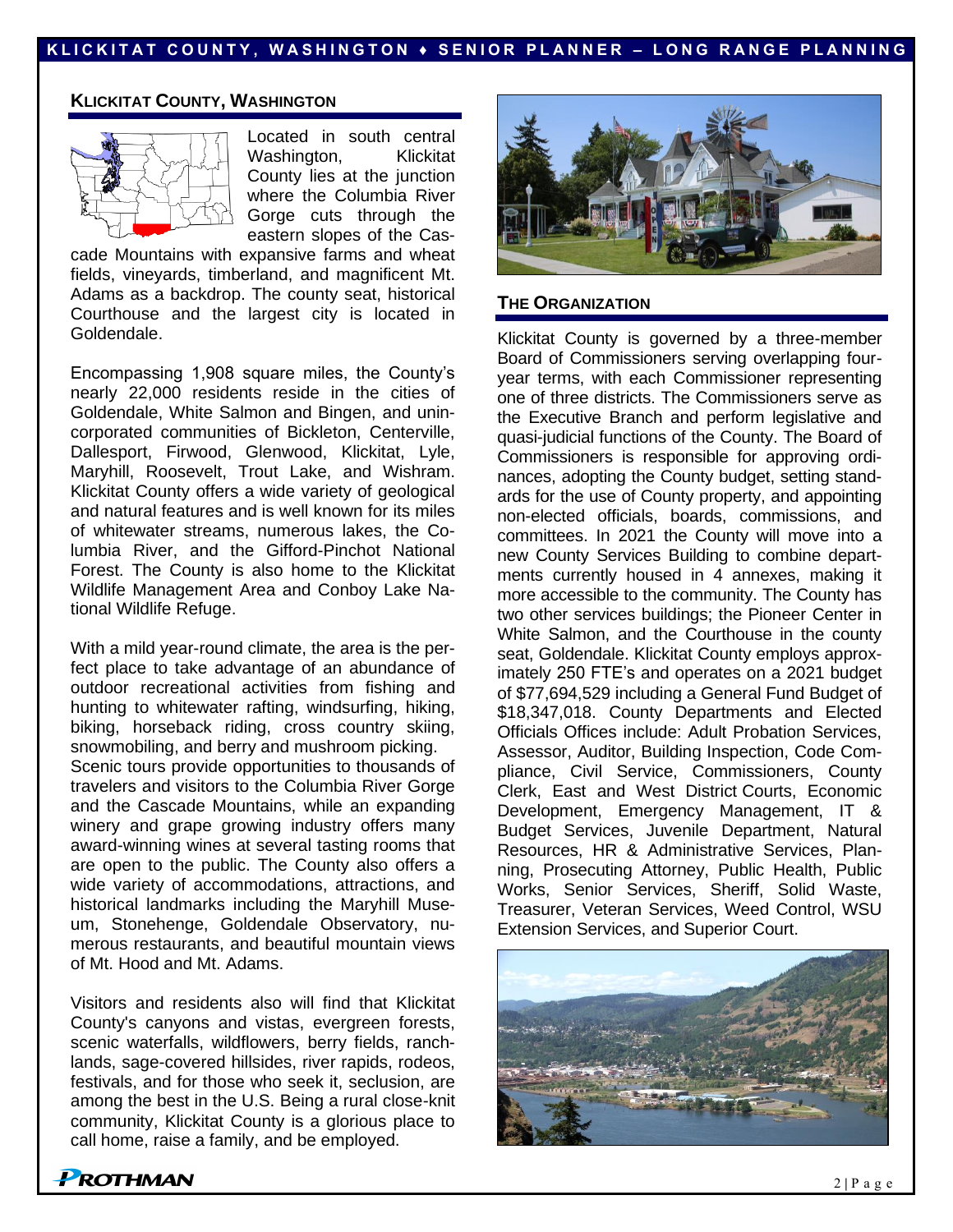## Klickitat County, Washington

Located in south central Washington, Klickitat County lies at the junction where the Columbia River Gorge cuts through the eastern slopes of the Cascade Mountains with expansive farms and wheat fields, vineyards, timberland, and magnificent Mt. Adams as a backdrop. The county seat, historical Courthouse and the largest city is located in Goldendale.

Encompassing 1,908 square miles, the County's nearly 22,000 residents reside in the cities of Goldendale, White Salmon and Bingen, and unincorporated communities of Bickleton, Centerville, Dallesport, Firwood, Glenwood, Klickitat, Lyle, Maryhill, Roosevelt, Trout Lake, and Wishram. Klickitat County offers a wide variety of geological and natural features and is well known for its miles of whitewater streams, numerous lakes, the Columbia River, and the Gifford-Pinchot National Forest. The County is also home to the Klickitat Wildlife Management Area and Conboy Lake National Wildlife Refuge.

With a mild year-round climate, the area is the perfect place to take advantage of an abundance of outdoor recreational activities from fishing and hunting to whitewater rafting, windsurfing, hiking, biking, horseback riding, cross country skiing, snowmobiling, and berry and mushroom picking.
Scenic tours provide opportunities to thousands of travelers and visitors to the Columbia River Gorge and the Cascade Mountains, while an expanding winery and grape growing industry offers many award-winning wines at several tasting rooms that are open to the public. The County also offers a wide variety of accommodations, attractions, and historical landmarks including the Maryhill Museum, Stonehenge, Goldendale Observatory, numerous restaurants, and beautiful mountain views of Mt. Hood and Mt. Adams.

Visitors and residents also will find that Klickitat County's canyons and vistas, evergreen forests, scenic waterfalls, wildflowers, berry fields, ranchlands, sage-covered hillsides, river rapids, rodeos, festivals, and for those who seek it, seclusion, are among the best in the U.S. Being a rural close-knit community, Klickitat County is a glorious place to call home, raise a family, and be employed.

## The Organization

Klickitat County is governed by a three-member Board of Commissioners serving overlapping four-year terms, with each Commissioner representing one of three districts. The Commissioners serve as the Executive Branch and perform legislative and quasi-judicial functions of the County. The Board of Commissioners is responsible for approving ordinances, adopting the County budget, setting standards for the use of County property, and appointing non-elected officials, boards, commissions, and committees. In 2021 the County will move into a new County Services Building to combine departments currently housed in 4 annexes, making it more accessible to the community. The County has two other services buildings; the Pioneer Center in White Salmon, and the Courthouse in the county seat, Goldendale. Klickitat County employs approximately 250 FTE's and operates on a 2021 budget of $77,694,529 including a General Fund Budget of $18,347,018. County Departments and Elected Officials Offices include: Adult Probation Services, Assessor, Auditor, Building Inspection, Code Compliance, Civil Service, Commissioners, County Clerk, East and West District Courts, Economic Development, Emergency Management, IT & Budget Services, Juvenile Department, Natural Resources, HR & Administrative Services, Planning, Prosecuting Attorney, Public Health, Public Works, Senior Services, Sheriff, Solid Waste, Treasurer, Veteran Services, Weed Control, WSU Extension Services, and Superior Court.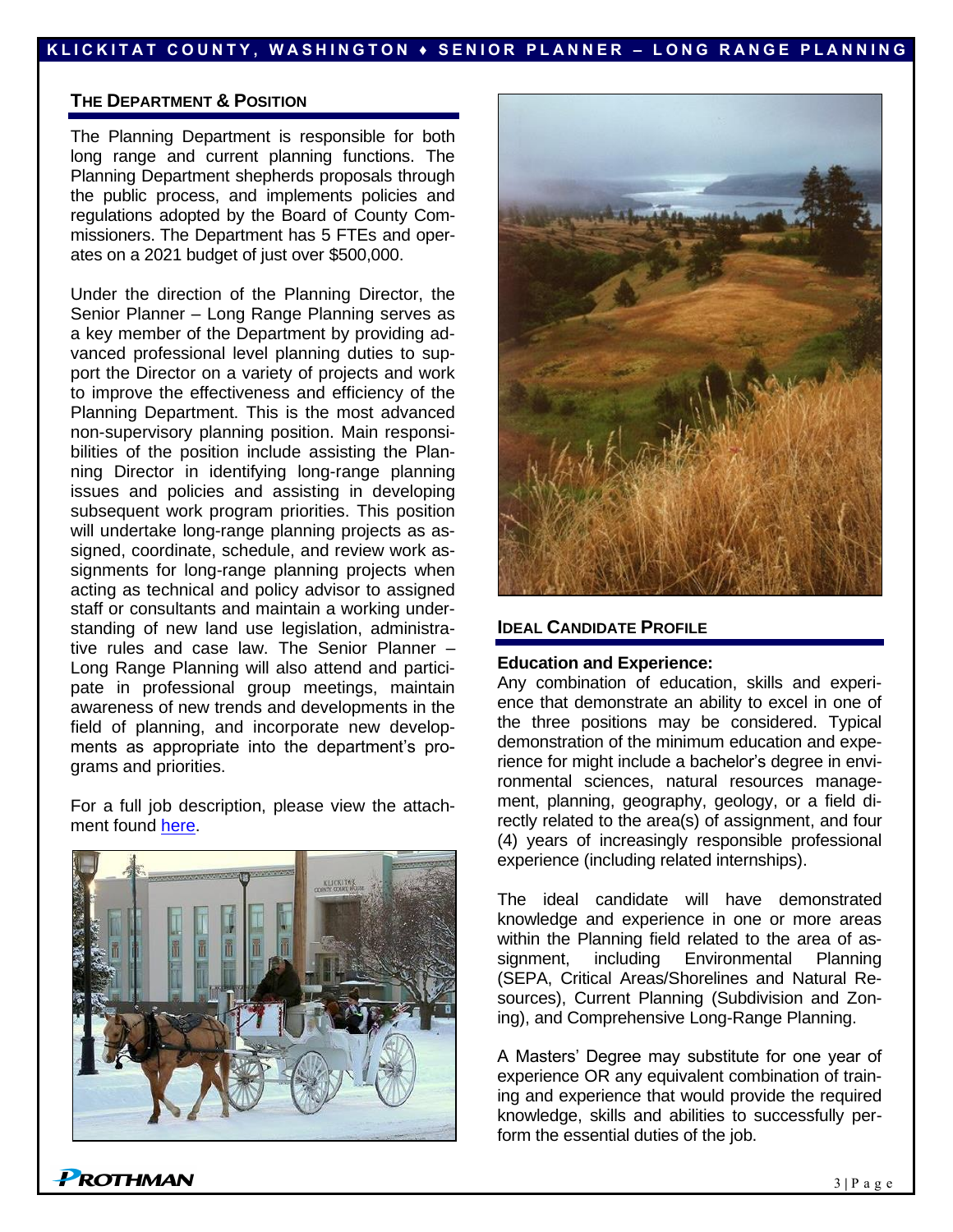## The Department & Position

The Planning Department is responsible for both long range and current planning functions. The Planning Department shepherds proposals through the public process, and implements policies and regulations adopted by the Board of County Commissioners. The Department has 5 FTEs and operates on a 2021 budget of just over $500,000.

Under the direction of the Planning Director, the Senior Planner – Long Range Planning serves as a key member of the Department by providing advanced professional level planning duties to support the Director on a variety of projects and work to improve the effectiveness and efficiency of the Planning Department. This is the most advanced non-supervisory planning position. Main responsibilities of the position include assisting the Planning Director in identifying long-range planning issues and policies and assisting in developing subsequent work program priorities. This position will undertake long-range planning projects as assigned, coordinate, schedule, and review work assignments for long-range planning projects when acting as technical and policy advisor to assigned staff or consultants and maintain a working understanding of new land use legislation, administrative rules and case law. The Senior Planner – Long Range Planning will also attend and participate in professional group meetings, maintain awareness of new trends and developments in the field of planning, and incorporate new developments as appropriate into the department's programs and priorities.

For a full job description, please view the attachment found here.

## Ideal Candidate Profile

**Education and Experience:**

Any combination of education, skills and experience that demonstrate an ability to excel in one of the three positions may be considered. Typical demonstration of the minimum education and experience for might include a bachelor's degree in environmental sciences, natural resources management, planning, geography, geology, or a field directly related to the area(s) of assignment, and four (4) years of increasingly responsible professional experience (including related internships).

The ideal candidate will have demonstrated knowledge and experience in one or more areas within the Planning field related to the area of assignment, including Environmental Planning (SEPA, Critical Areas/Shorelines and Natural Resources), Current Planning (Subdivision and Zoning), and Comprehensive Long-Range Planning.

A Masters' Degree may substitute for one year of experience OR any equivalent combination of training and experience that would provide the required knowledge, skills and abilities to successfully perform the essential duties of the job.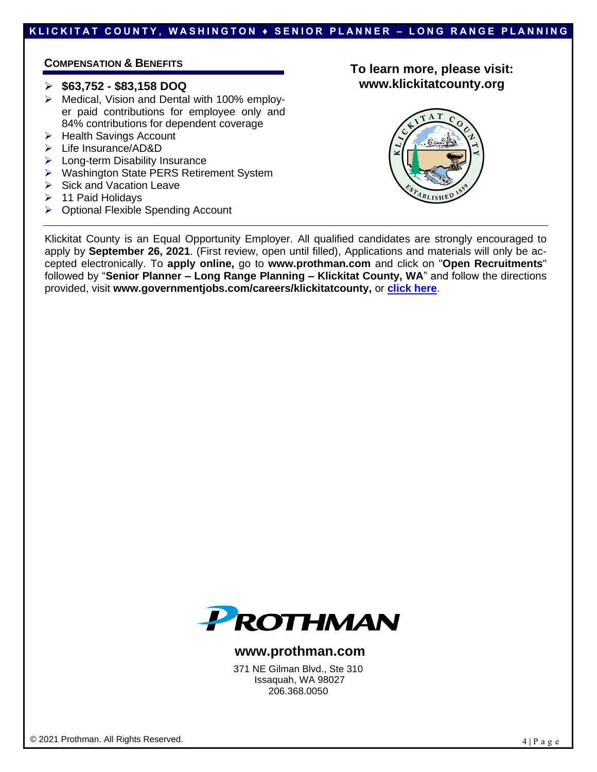## COMPENSATION & BENEFITS

- **$63,752 - $83,158 DOQ**
- Medical, Vision and Dental with 100% employer paid contributions for employee only and 84% contributions for dependent coverage
- Health Savings Account
- Life Insurance/AD&D
- Long-term Disability Insurance
- Washington State PERS Retirement System
- Sick and Vacation Leave
- 11 Paid Holidays
- Optional Flexible Spending Account

**To learn more, please visit: www.klickitatcounty.org**

---

Klickitat County is an Equal Opportunity Employer. All qualified candidates are strongly encouraged to apply by **September 26, 2021**. (First review, open until filled), Applications and materials will only be accepted electronically. To **apply online,** go to **www.prothman.com** and click on "**Open Recruitments**" followed by "**Senior Planner – Long Range Planning – Klickitat County, WA**" and follow the directions provided, visit **www.governmentjobs.com/careers/klickitatcounty,** or **click here**.

PROTHMAN

**www.prothman.com**

371 NE Gilman Blvd., Ste 310
Issaquah, WA 98027
206.368.0050

© 2021 Prothman. All Rights Reserved.